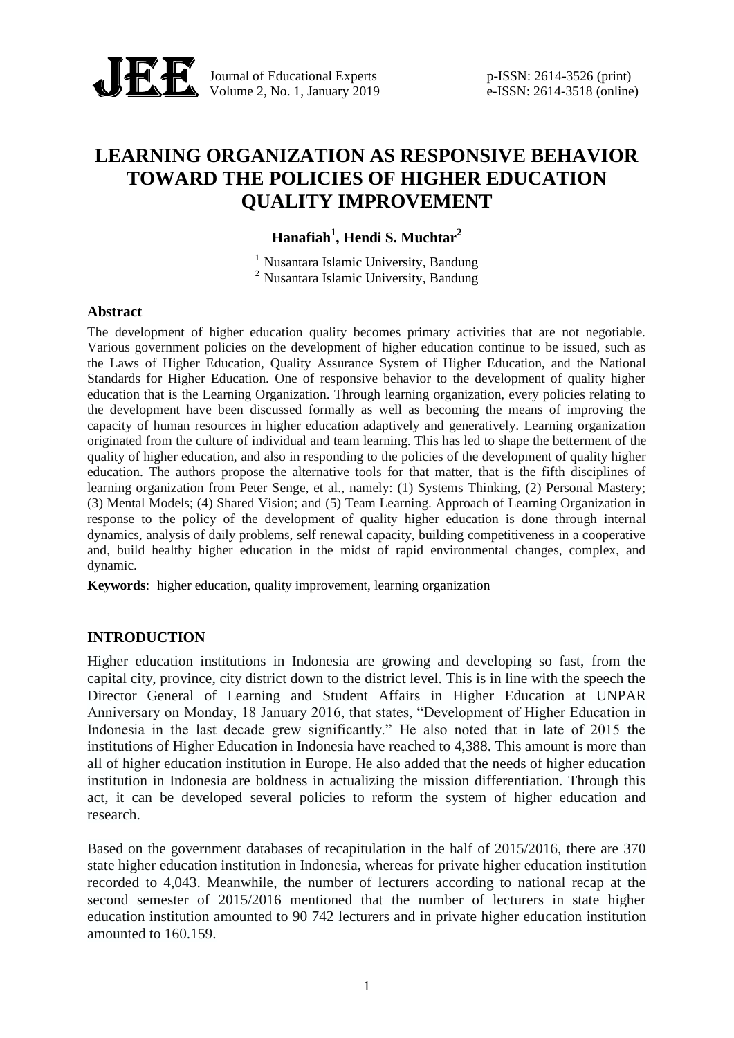# LEARNING ORGANIZATION AS RESPONSIVE BEHAVIOR TOWARD THE POLICIES OF HIGHER EDUCATION QUALITY IMPROVEMENT

**Hanafiah[1], Hendi S. Muchtar[2]**

[1] Nusantara Islamic University, Bandung
[2] Nusantara Islamic University, Bandung

## Abstract

The development of higher education quality becomes primary activities that are not negotiable. Various government policies on the development of higher education continue to be issued, such as the Laws of Higher Education, Quality Assurance System of Higher Education, and the National Standards for Higher Education. One of responsive behavior to the development of quality higher education that is the Learning Organization. Through learning organization, every policies relating to the development have been discussed formally as well as becoming the means of improving the capacity of human resources in higher education adaptively and generatively. Learning organization originated from the culture of individual and team learning. This has led to shape the betterment of the quality of higher education, and also in responding to the policies of the development of quality higher education. The authors propose the alternative tools for that matter, that is the fifth disciplines of learning organization from Peter Senge, et al., namely: (1) Systems Thinking, (2) Personal Mastery; (3) Mental Models; (4) Shared Vision; and (5) Team Learning. Approach of Learning Organization in response to the policy of the development of quality higher education is done through internal dynamics, analysis of daily problems, self renewal capacity, building competitiveness in a cooperative and, build healthy higher education in the midst of rapid environmental changes, complex, and dynamic.

**Keywords**: higher education, quality improvement, learning organization

## INTRODUCTION

Higher education institutions in Indonesia are growing and developing so fast, from the capital city, province, city district down to the district level. This is in line with the speech the Director General of Learning and Student Affairs in Higher Education at UNPAR Anniversary on Monday, 18 January 2016, that states, "Development of Higher Education in Indonesia in the last decade grew significantly." He also noted that in late of 2015 the institutions of Higher Education in Indonesia have reached to 4,388. This amount is more than all of higher education institution in Europe. He also added that the needs of higher education institution in Indonesia are boldness in actualizing the mission differentiation. Through this act, it can be developed several policies to reform the system of higher education and research.

Based on the government databases of recapitulation in the half of 2015/2016, there are 370 state higher education institution in Indonesia, whereas for private higher education institution recorded to 4,043. Meanwhile, the number of lecturers according to national recap at the second semester of 2015/2016 mentioned that the number of lecturers in state higher education institution amounted to 90 742 lecturers and in private higher education institution amounted to 160.159.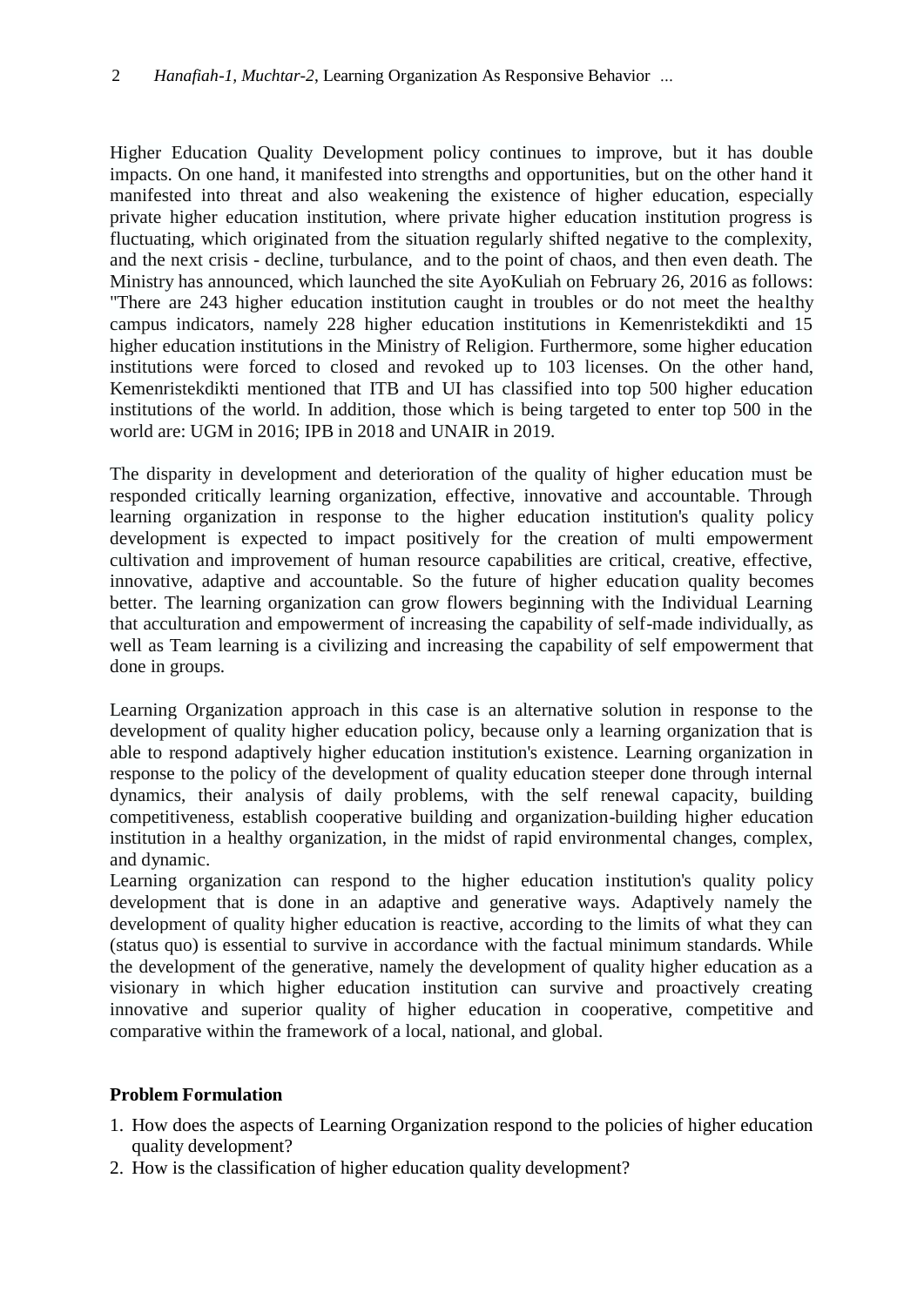Higher Education Quality Development policy continues to improve, but it has double impacts. On one hand, it manifested into strengths and opportunities, but on the other hand it manifested into threat and also weakening the existence of higher education, especially private higher education institution, where private higher education institution progress is fluctuating, which originated from the situation regularly shifted negative to the complexity, and the next crisis - decline, turbulance, and to the point of chaos, and then even death. The Ministry has announced, which launched the site AyoKuliah on February 26, 2016 as follows: "There are 243 higher education institution caught in troubles or do not meet the healthy campus indicators, namely 228 higher education institutions in Kemenristekdikti and 15 higher education institutions in the Ministry of Religion. Furthermore, some higher education institutions were forced to closed and revoked up to 103 licenses. On the other hand, Kemenristekdikti mentioned that ITB and UI has classified into top 500 higher education institutions of the world. In addition, those which is being targeted to enter top 500 in the world are: UGM in 2016; IPB in 2018 and UNAIR in 2019.

The disparity in development and deterioration of the quality of higher education must be responded critically learning organization, effective, innovative and accountable. Through learning organization in response to the higher education institution's quality policy development is expected to impact positively for the creation of multi empowerment cultivation and improvement of human resource capabilities are critical, creative, effective, innovative, adaptive and accountable. So the future of higher education quality becomes better. The learning organization can grow flowers beginning with the Individual Learning that acculturation and empowerment of increasing the capability of self-made individually, as well as Team learning is a civilizing and increasing the capability of self empowerment that done in groups.

Learning Organization approach in this case is an alternative solution in response to the development of quality higher education policy, because only a learning organization that is able to respond adaptively higher education institution's existence. Learning organization in response to the policy of the development of quality education steeper done through internal dynamics, their analysis of daily problems, with the self renewal capacity, building competitiveness, establish cooperative building and organization-building higher education institution in a healthy organization, in the midst of rapid environmental changes, complex, and dynamic.

Learning organization can respond to the higher education institution's quality policy development that is done in an adaptive and generative ways. Adaptively namely the development of quality higher education is reactive, according to the limits of what they can (status quo) is essential to survive in accordance with the factual minimum standards. While the development of the generative, namely the development of quality higher education as a visionary in which higher education institution can survive and proactively creating innovative and superior quality of higher education in cooperative, competitive and comparative within the framework of a local, national, and global.

**Problem Formulation**

1. How does the aspects of Learning Organization respond to the policies of higher education quality development?
2. How is the classification of higher education quality development?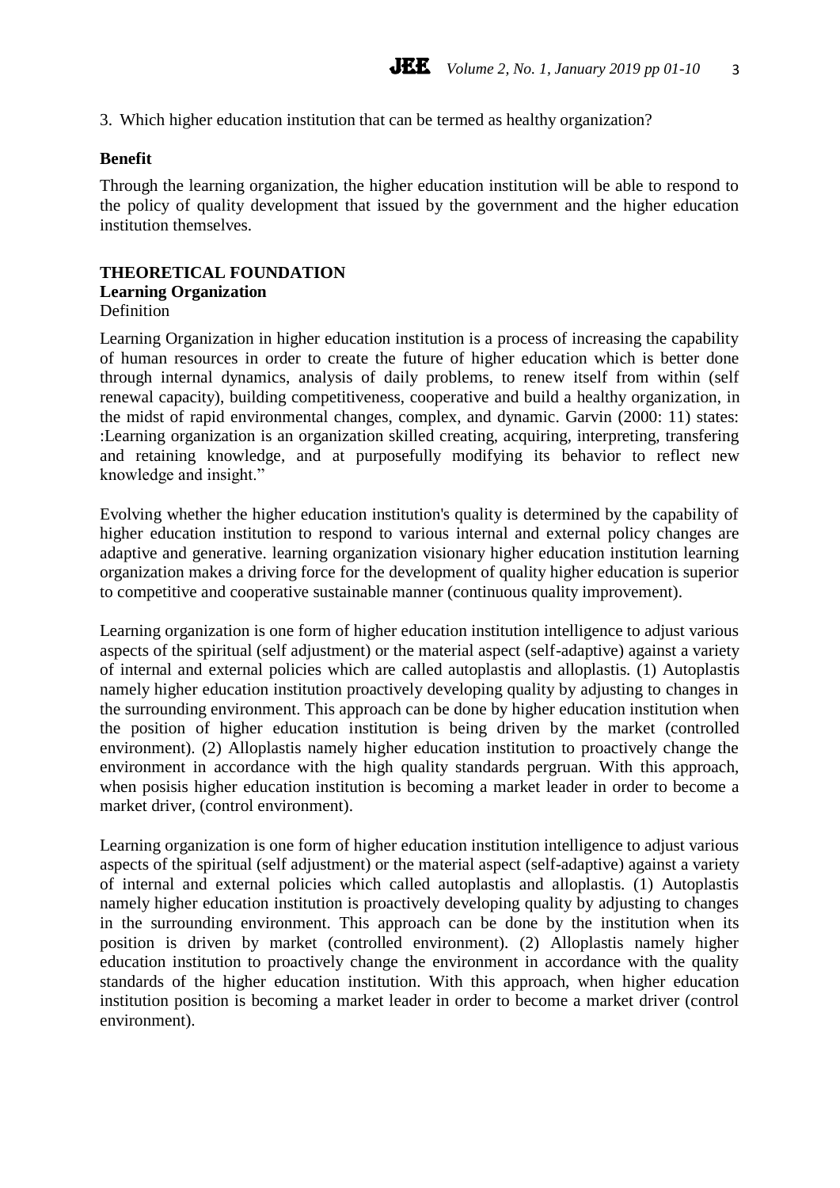3. Which higher education institution that can be termed as healthy organization?

**Benefit**

Through the learning organization, the higher education institution will be able to respond to the policy of quality development that issued by the government and the higher education institution themselves.

## THEORETICAL FOUNDATION

### Learning Organization

Definition

Learning Organization in higher education institution is a process of increasing the capability of human resources in order to create the future of higher education which is better done through internal dynamics, analysis of daily problems, to renew itself from within (self renewal capacity), building competitiveness, cooperative and build a healthy organization, in the midst of rapid environmental changes, complex, and dynamic. Garvin (2000: 11) states: :Learning organization is an organization skilled creating, acquiring, interpreting, transfering and retaining knowledge, and at purposefully modifying its behavior to reflect new knowledge and insight."

Evolving whether the higher education institution's quality is determined by the capability of higher education institution to respond to various internal and external policy changes are adaptive and generative. learning organization visionary higher education institution learning organization makes a driving force for the development of quality higher education is superior to competitive and cooperative sustainable manner (continuous quality improvement).

Learning organization is one form of higher education institution intelligence to adjust various aspects of the spiritual (self adjustment) or the material aspect (self-adaptive) against a variety of internal and external policies which are called autoplastis and alloplastis. (1) Autoplastis namely higher education institution proactively developing quality by adjusting to changes in the surrounding environment. This approach can be done by higher education institution when the position of higher education institution is being driven by the market (controlled environment). (2) Alloplastis namely higher education institution to proactively change the environment in accordance with the high quality standards pergruan. With this approach, when posisis higher education institution is becoming a market leader in order to become a market driver, (control environment).

Learning organization is one form of higher education institution intelligence to adjust various aspects of the spiritual (self adjustment) or the material aspect (self-adaptive) against a variety of internal and external policies which called autoplastis and alloplastis. (1) Autoplastis namely higher education institution is proactively developing quality by adjusting to changes in the surrounding environment. This approach can be done by the institution when its position is driven by market (controlled environment). (2) Alloplastis namely higher education institution to proactively change the environment in accordance with the quality standards of the higher education institution. With this approach, when higher education institution position is becoming a market leader in order to become a market driver (control environment).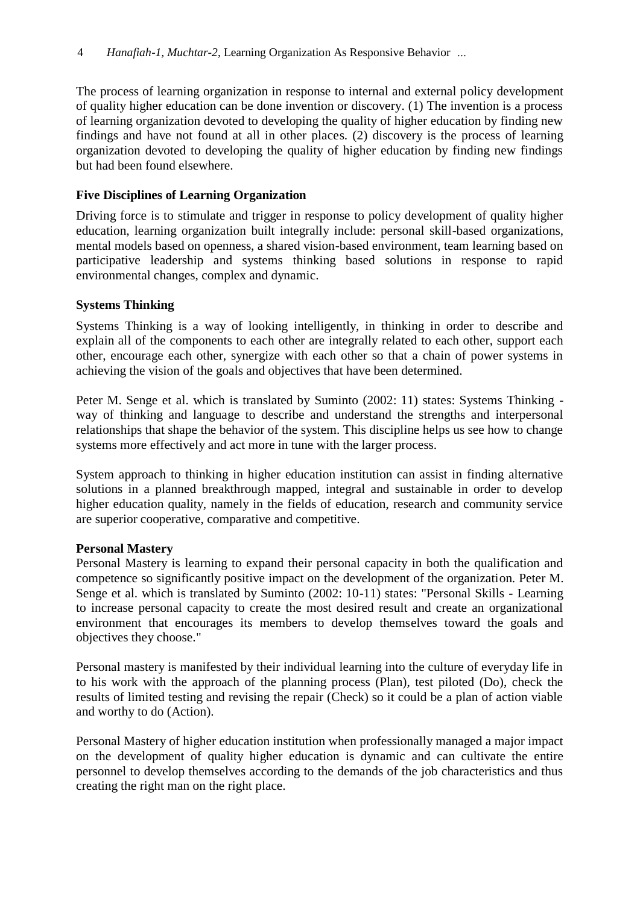The process of learning organization in response to internal and external policy development of quality higher education can be done invention or discovery. (1) The invention is a process of learning organization devoted to developing the quality of higher education by finding new findings and have not found at all in other places. (2) discovery is the process of learning organization devoted to developing the quality of higher education by finding new findings but had been found elsewhere.

**Five Disciplines of Learning Organization**

Driving force is to stimulate and trigger in response to policy development of quality higher education, learning organization built integrally include: personal skill-based organizations, mental models based on openness, a shared vision-based environment, team learning based on participative leadership and systems thinking based solutions in response to rapid environmental changes, complex and dynamic.

**Systems Thinking**

Systems Thinking is a way of looking intelligently, in thinking in order to describe and explain all of the components to each other are integrally related to each other, support each other, encourage each other, synergize with each other so that a chain of power systems in achieving the vision of the goals and objectives that have been determined.

Peter M. Senge et al. which is translated by Suminto (2002: 11) states: Systems Thinking - way of thinking and language to describe and understand the strengths and interpersonal relationships that shape the behavior of the system. This discipline helps us see how to change systems more effectively and act more in tune with the larger process.

System approach to thinking in higher education institution can assist in finding alternative solutions in a planned breakthrough mapped, integral and sustainable in order to develop higher education quality, namely in the fields of education, research and community service are superior cooperative, comparative and competitive.

**Personal Mastery**

Personal Mastery is learning to expand their personal capacity in both the qualification and competence so significantly positive impact on the development of the organization. Peter M. Senge et al. which is translated by Suminto (2002: 10-11) states: "Personal Skills - Learning to increase personal capacity to create the most desired result and create an organizational environment that encourages its members to develop themselves toward the goals and objectives they choose."

Personal mastery is manifested by their individual learning into the culture of everyday life in to his work with the approach of the planning process (Plan), test piloted (Do), check the results of limited testing and revising the repair (Check) so it could be a plan of action viable and worthy to do (Action).

Personal Mastery of higher education institution when professionally managed a major impact on the development of quality higher education is dynamic and can cultivate the entire personnel to develop themselves according to the demands of the job characteristics and thus creating the right man on the right place.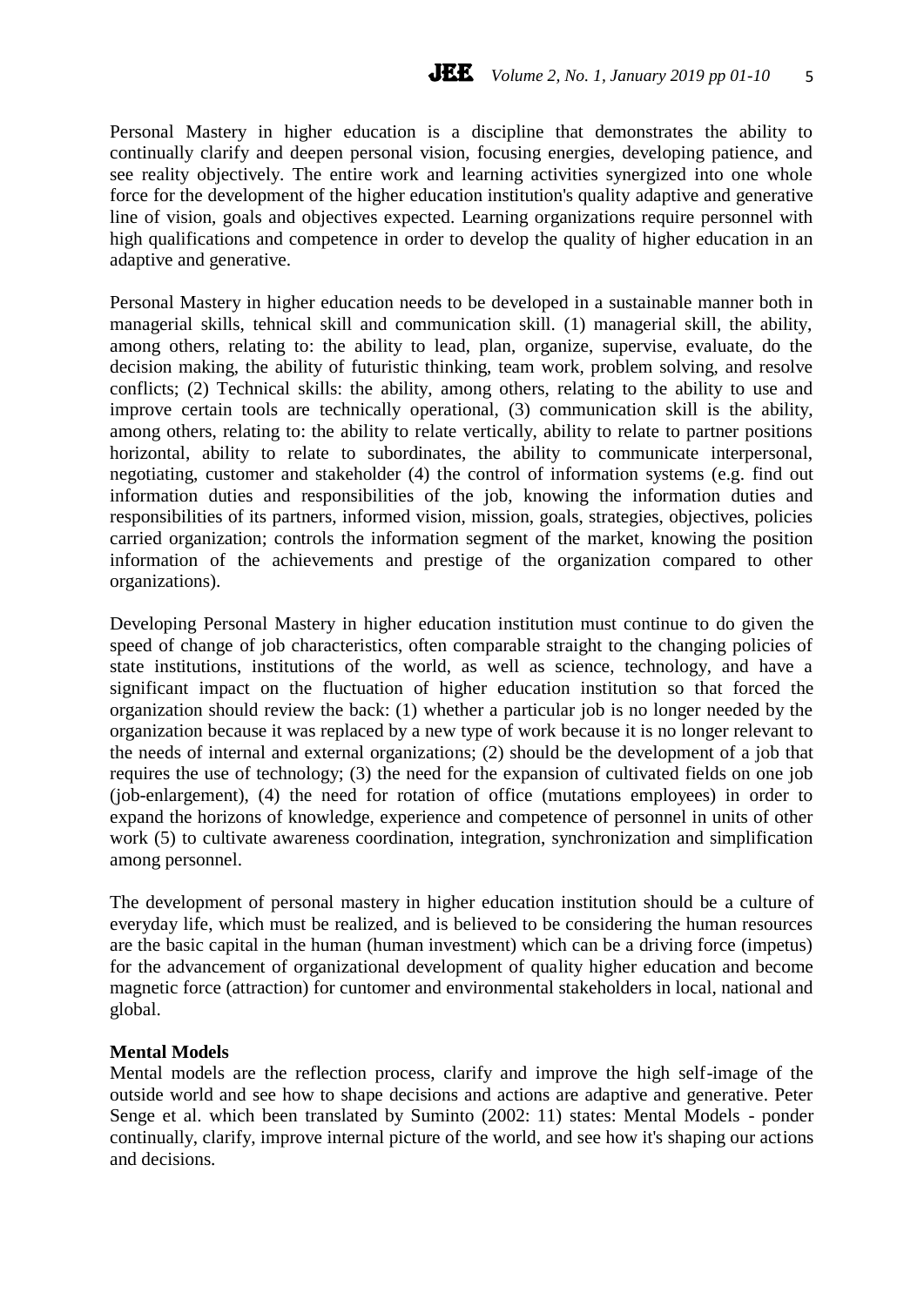Personal Mastery in higher education is a discipline that demonstrates the ability to continually clarify and deepen personal vision, focusing energies, developing patience, and see reality objectively. The entire work and learning activities synergized into one whole force for the development of the higher education institution's quality adaptive and generative line of vision, goals and objectives expected. Learning organizations require personnel with high qualifications and competence in order to develop the quality of higher education in an adaptive and generative.

Personal Mastery in higher education needs to be developed in a sustainable manner both in managerial skills, tehnical skill and communication skill. (1) managerial skill, the ability, among others, relating to: the ability to lead, plan, organize, supervise, evaluate, do the decision making, the ability of futuristic thinking, team work, problem solving, and resolve conflicts; (2) Technical skills: the ability, among others, relating to the ability to use and improve certain tools are technically operational, (3) communication skill is the ability, among others, relating to: the ability to relate vertically, ability to relate to partner positions horizontal, ability to relate to subordinates, the ability to communicate interpersonal, negotiating, customer and stakeholder (4) the control of information systems (e.g. find out information duties and responsibilities of the job, knowing the information duties and responsibilities of its partners, informed vision, mission, goals, strategies, objectives, policies carried organization; controls the information segment of the market, knowing the position information of the achievements and prestige of the organization compared to other organizations).

Developing Personal Mastery in higher education institution must continue to do given the speed of change of job characteristics, often comparable straight to the changing policies of state institutions, institutions of the world, as well as science, technology, and have a significant impact on the fluctuation of higher education institution so that forced the organization should review the back: (1) whether a particular job is no longer needed by the organization because it was replaced by a new type of work because it is no longer relevant to the needs of internal and external organizations; (2) should be the development of a job that requires the use of technology; (3) the need for the expansion of cultivated fields on one job (job-enlargement), (4) the need for rotation of office (mutations employees) in order to expand the horizons of knowledge, experience and competence of personnel in units of other work (5) to cultivate awareness coordination, integration, synchronization and simplification among personnel.

The development of personal mastery in higher education institution should be a culture of everyday life, which must be realized, and is believed to be considering the human resources are the basic capital in the human (human investment) which can be a driving force (impetus) for the advancement of organizational development of quality higher education and become magnetic force (attraction) for cuntomer and environmental stakeholders in local, national and global.

**Mental Models**

Mental models are the reflection process, clarify and improve the high self-image of the outside world and see how to shape decisions and actions are adaptive and generative. Peter Senge et al. which been translated by Suminto (2002: 11) states: Mental Models - ponder continually, clarify, improve internal picture of the world, and see how it's shaping our actions and decisions.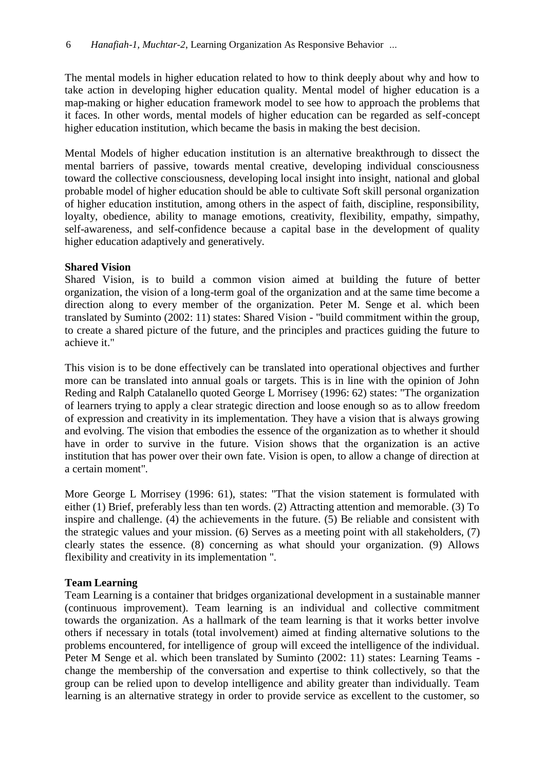The mental models in higher education related to how to think deeply about why and how to take action in developing higher education quality. Mental model of higher education is a map-making or higher education framework model to see how to approach the problems that it faces. In other words, mental models of higher education can be regarded as self-concept higher education institution, which became the basis in making the best decision.

Mental Models of higher education institution is an alternative breakthrough to dissect the mental barriers of passive, towards mental creative, developing individual consciousness toward the collective consciousness, developing local insight into insight, national and global probable model of higher education should be able to cultivate Soft skill personal organization of higher education institution, among others in the aspect of faith, discipline, responsibility, loyalty, obedience, ability to manage emotions, creativity, flexibility, empathy, simpathy, self-awareness, and self-confidence because a capital base in the development of quality higher education adaptively and generatively.

**Shared Vision**

Shared Vision, is to build a common vision aimed at building the future of better organization, the vision of a long-term goal of the organization and at the same time become a direction along to every member of the organization. Peter M. Senge et al. which been translated by Suminto (2002: 11) states: Shared Vision - "build commitment within the group, to create a shared picture of the future, and the principles and practices guiding the future to achieve it."

This vision is to be done effectively can be translated into operational objectives and further more can be translated into annual goals or targets. This is in line with the opinion of John Reding and Ralph Catalanello quoted George L Morrisey (1996: 62) states: "The organization of learners trying to apply a clear strategic direction and loose enough so as to allow freedom of expression and creativity in its implementation. They have a vision that is always growing and evolving. The vision that embodies the essence of the organization as to whether it should have in order to survive in the future. Vision shows that the organization is an active institution that has power over their own fate. Vision is open, to allow a change of direction at a certain moment".

More George L Morrisey (1996: 61), states: "That the vision statement is formulated with either (1) Brief, preferably less than ten words. (2) Attracting attention and memorable. (3) To inspire and challenge. (4) the achievements in the future. (5) Be reliable and consistent with the strategic values and your mission. (6) Serves as a meeting point with all stakeholders, (7) clearly states the essence. (8) concerning as what should your organization. (9) Allows flexibility and creativity in its implementation ".

**Team Learning**

Team Learning is a container that bridges organizational development in a sustainable manner (continuous improvement). Team learning is an individual and collective commitment towards the organization. As a hallmark of the team learning is that it works better involve others if necessary in totals (total involvement) aimed at finding alternative solutions to the problems encountered, for intelligence of group will exceed the intelligence of the individual. Peter M Senge et al. which been translated by Suminto (2002: 11) states: Learning Teams - change the membership of the conversation and expertise to think collectively, so that the group can be relied upon to develop intelligence and ability greater than individually. Team learning is an alternative strategy in order to provide service as excellent to the customer, so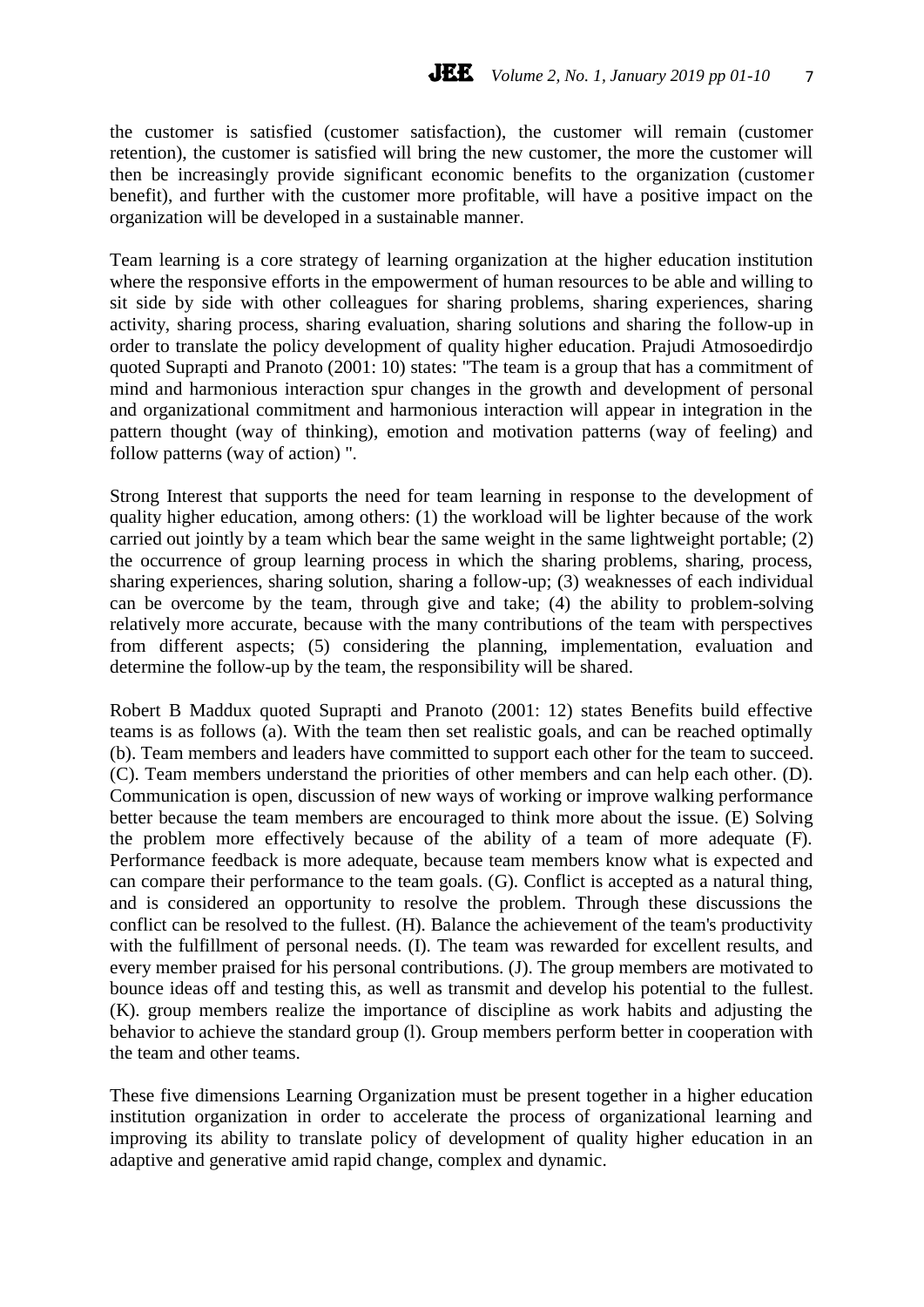the customer is satisfied (customer satisfaction), the customer will remain (customer retention), the customer is satisfied will bring the new customer, the more the customer will then be increasingly provide significant economic benefits to the organization (customer benefit), and further with the customer more profitable, will have a positive impact on the organization will be developed in a sustainable manner.

Team learning is a core strategy of learning organization at the higher education institution where the responsive efforts in the empowerment of human resources to be able and willing to sit side by side with other colleagues for sharing problems, sharing experiences, sharing activity, sharing process, sharing evaluation, sharing solutions and sharing the follow-up in order to translate the policy development of quality higher education. Prajudi Atmosoedirdjo quoted Suprapti and Pranoto (2001: 10) states: "The team is a group that has a commitment of mind and harmonious interaction spur changes in the growth and development of personal and organizational commitment and harmonious interaction will appear in integration in the pattern thought (way of thinking), emotion and motivation patterns (way of feeling) and follow patterns (way of action) ".

Strong Interest that supports the need for team learning in response to the development of quality higher education, among others: (1) the workload will be lighter because of the work carried out jointly by a team which bear the same weight in the same lightweight portable; (2) the occurrence of group learning process in which the sharing problems, sharing, process, sharing experiences, sharing solution, sharing a follow-up; (3) weaknesses of each individual can be overcome by the team, through give and take; (4) the ability to problem-solving relatively more accurate, because with the many contributions of the team with perspectives from different aspects; (5) considering the planning, implementation, evaluation and determine the follow-up by the team, the responsibility will be shared.

Robert B Maddux quoted Suprapti and Pranoto (2001: 12) states Benefits build effective teams is as follows (a). With the team then set realistic goals, and can be reached optimally (b). Team members and leaders have committed to support each other for the team to succeed. (C). Team members understand the priorities of other members and can help each other. (D). Communication is open, discussion of new ways of working or improve walking performance better because the team members are encouraged to think more about the issue. (E) Solving the problem more effectively because of the ability of a team of more adequate (F). Performance feedback is more adequate, because team members know what is expected and can compare their performance to the team goals. (G). Conflict is accepted as a natural thing, and is considered an opportunity to resolve the problem. Through these discussions the conflict can be resolved to the fullest. (H). Balance the achievement of the team's productivity with the fulfillment of personal needs. (I). The team was rewarded for excellent results, and every member praised for his personal contributions. (J). The group members are motivated to bounce ideas off and testing this, as well as transmit and develop his potential to the fullest. (K). group members realize the importance of discipline as work habits and adjusting the behavior to achieve the standard group (l). Group members perform better in cooperation with the team and other teams.

These five dimensions Learning Organization must be present together in a higher education institution organization in order to accelerate the process of organizational learning and improving its ability to translate policy of development of quality higher education in an adaptive and generative amid rapid change, complex and dynamic.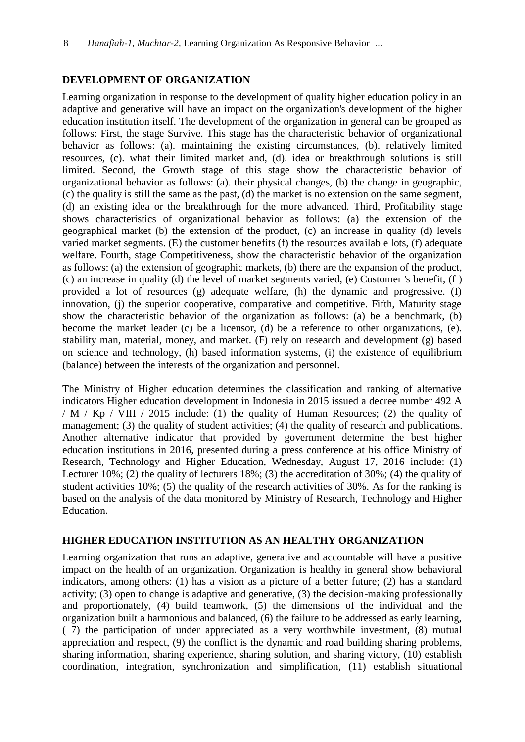## DEVELOPMENT OF ORGANIZATION

Learning organization in response to the development of quality higher education policy in an adaptive and generative will have an impact on the organization's development of the higher education institution itself. The development of the organization in general can be grouped as follows: First, the stage Survive. This stage has the characteristic behavior of organizational behavior as follows: (a). maintaining the existing circumstances, (b). relatively limited resources, (c). what their limited market and, (d). idea or breakthrough solutions is still limited. Second, the Growth stage of this stage show the characteristic behavior of organizational behavior as follows: (a). their physical changes, (b) the change in geographic, (c) the quality is still the same as the past, (d) the market is no extension on the same segment, (d) an existing idea or the breakthrough for the more advanced. Third, Profitability stage shows characteristics of organizational behavior as follows: (a) the extension of the geographical market (b) the extension of the product, (c) an increase in quality (d) levels varied market segments. (E) the customer benefits (f) the resources available lots, (f) adequate welfare. Fourth, stage Competitiveness, show the characteristic behavior of the organization as follows: (a) the extension of geographic markets, (b) there are the expansion of the product, (c) an increase in quality (d) the level of market segments varied, (e) Customer 's benefit, (f ) provided a lot of resources (g) adequate welfare, (h) the dynamic and progressive. (I) innovation, (j) the superior cooperative, comparative and competitive. Fifth, Maturity stage show the characteristic behavior of the organization as follows: (a) be a benchmark, (b) become the market leader (c) be a licensor, (d) be a reference to other organizations, (e). stability man, material, money, and market. (F) rely on research and development (g) based on science and technology, (h) based information systems, (i) the existence of equilibrium (balance) between the interests of the organization and personnel.

The Ministry of Higher education determines the classification and ranking of alternative indicators Higher education development in Indonesia in 2015 issued a decree number 492 A / M / Kp / VIII / 2015 include: (1) the quality of Human Resources; (2) the quality of management; (3) the quality of student activities; (4) the quality of research and publications. Another alternative indicator that provided by government determine the best higher education institutions in 2016, presented during a press conference at his office Ministry of Research, Technology and Higher Education, Wednesday, August 17, 2016 include: (1) Lecturer 10%; (2) the quality of lecturers 18%; (3) the accreditation of 30%; (4) the quality of student activities 10%; (5) the quality of the research activities of 30%. As for the ranking is based on the analysis of the data monitored by Ministry of Research, Technology and Higher Education.

## HIGHER EDUCATION INSTITUTION AS AN HEALTHY ORGANIZATION

Learning organization that runs an adaptive, generative and accountable will have a positive impact on the health of an organization. Organization is healthy in general show behavioral indicators, among others: (1) has a vision as a picture of a better future; (2) has a standard activity; (3) open to change is adaptive and generative, (3) the decision-making professionally and proportionately, (4) build teamwork, (5) the dimensions of the individual and the organization built a harmonious and balanced, (6) the failure to be addressed as early learning, ( 7) the participation of under appreciated as a very worthwhile investment, (8) mutual appreciation and respect, (9) the conflict is the dynamic and road building sharing problems, sharing information, sharing experience, sharing solution, and sharing victory, (10) establish coordination, integration, synchronization and simplification, (11) establish situational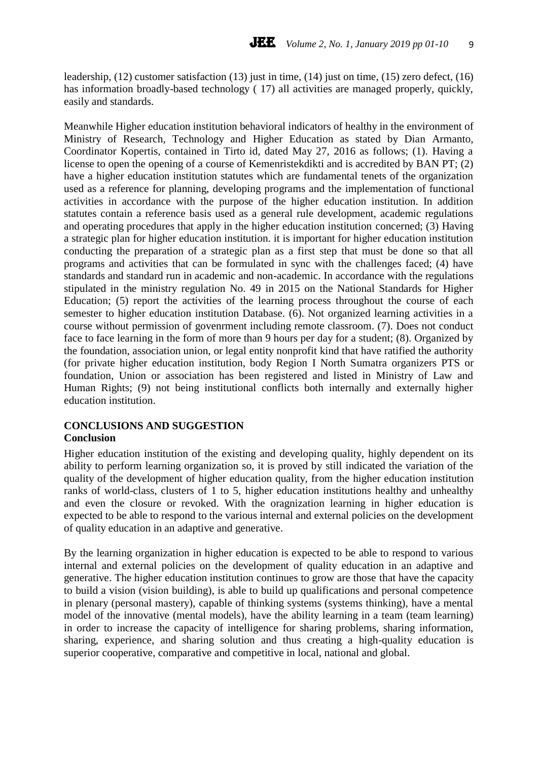leadership, (12) customer satisfaction (13) just in time, (14) just on time, (15) zero defect, (16) has information broadly-based technology ( 17) all activities are managed properly, quickly, easily and standards.

Meanwhile Higher education institution behavioral indicators of healthy in the environment of Ministry of Research, Technology and Higher Education as stated by Dian Armanto, Coordinator Kopertis, contained in Tirto id, dated May 27, 2016 as follows; (1). Having a license to open the opening of a course of Kemenristekdikti and is accredited by BAN PT; (2) have a higher education institution statutes which are fundamental tenets of the organization used as a reference for planning, developing programs and the implementation of functional activities in accordance with the purpose of the higher education institution. In addition statutes contain a reference basis used as a general rule development, academic regulations and operating procedures that apply in the higher education institution concerned; (3) Having a strategic plan for higher education institution. it is important for higher education institution conducting the preparation of a strategic plan as a first step that must be done so that all programs and activities that can be formulated in sync with the challenges faced; (4) have standards and standard run in academic and non-academic. In accordance with the regulations stipulated in the ministry regulation No. 49 in 2015 on the National Standards for Higher Education; (5) report the activities of the learning process throughout the course of each semester to higher education institution Database. (6). Not organized learning activities in a course without permission of govenrment including remote classroom. (7). Does not conduct face to face learning in the form of more than 9 hours per day for a student; (8). Organized by the foundation, association union, or legal entity nonprofit kind that have ratified the authority (for private higher education institution, body Region I North Sumatra organizers PTS or foundation, Union or association has been registered and listed in Ministry of Law and Human Rights; (9) not being institutional conflicts both internally and externally higher education institution.

## CONCLUSIONS AND SUGGESTION

### Conclusion

Higher education institution of the existing and developing quality, highly dependent on its ability to perform learning organization so, it is proved by still indicated the variation of the quality of the development of higher education quality, from the higher education institution ranks of world-class, clusters of 1 to 5, higher education institutions healthy and unhealthy and even the closure or revoked. With the oragnization learning in higher education is expected to be able to respond to the various internal and external policies on the development of quality education in an adaptive and generative.

By the learning organization in higher education is expected to be able to respond to various internal and external policies on the development of quality education in an adaptive and generative. The higher education institution continues to grow are those that have the capacity to build a vision (vision building), is able to build up qualifications and personal competence in plenary (personal mastery), capable of thinking systems (systems thinking), have a mental model of the innovative (mental models), have the ability learning in a team (team learning) in order to increase the capacity of intelligence for sharing problems, sharing information, sharing, experience, and sharing solution and thus creating a high-quality education is superior cooperative, comparative and competitive in local, national and global.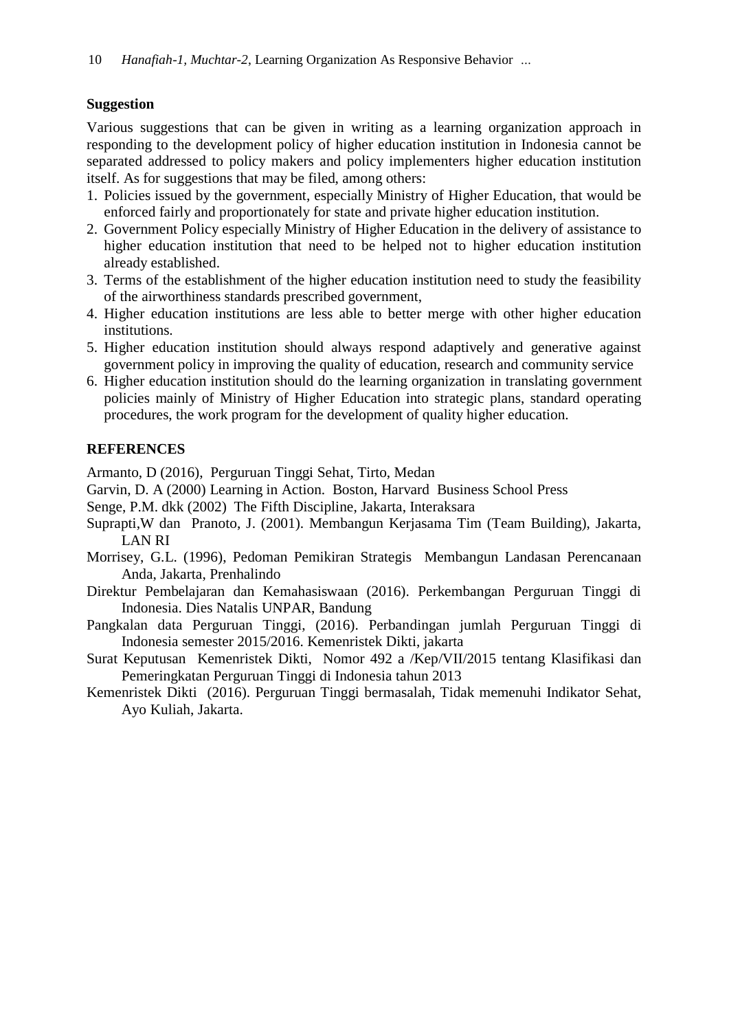## Suggestion

Various suggestions that can be given in writing as a learning organization approach in responding to the development policy of higher education institution in Indonesia cannot be separated addressed to policy makers and policy implementers higher education institution itself. As for suggestions that may be filed, among others:

1. Policies issued by the government, especially Ministry of Higher Education, that would be enforced fairly and proportionately for state and private higher education institution.
2. Government Policy especially Ministry of Higher Education in the delivery of assistance to higher education institution that need to be helped not to higher education institution already established.
3. Terms of the establishment of the higher education institution need to study the feasibility of the airworthiness standards prescribed government,
4. Higher education institutions are less able to better merge with other higher education institutions.
5. Higher education institution should always respond adaptively and generative against government policy in improving the quality of education, research and community service
6. Higher education institution should do the learning organization in translating government policies mainly of Ministry of Higher Education into strategic plans, standard operating procedures, the work program for the development of quality higher education.

## REFERENCES

Armanto, D (2016), Perguruan Tinggi Sehat, Tirto, Medan

Garvin, D. A (2000) Learning in Action. Boston, Harvard Business School Press

Senge, P.M. dkk (2002) The Fifth Discipline, Jakarta, Interaksara

Suprapti,W dan Pranoto, J. (2001). Membangun Kerjasama Tim (Team Building), Jakarta, LAN RI

Morrisey, G.L. (1996), Pedoman Pemikiran Strategis Membangun Landasan Perencanaan Anda, Jakarta, Prenhalindo

Direktur Pembelajaran dan Kemahasiswaan (2016). Perkembangan Perguruan Tinggi di Indonesia. Dies Natalis UNPAR, Bandung

Pangkalan data Perguruan Tinggi, (2016). Perbandingan jumlah Perguruan Tinggi di Indonesia semester 2015/2016. Kemenristek Dikti, jakarta

Surat Keputusan Kemenristek Dikti, Nomor 492 a /Kep/VII/2015 tentang Klasifikasi dan Pemeringkatan Perguruan Tinggi di Indonesia tahun 2013

Kemenristek Dikti (2016). Perguruan Tinggi bermasalah, Tidak memenuhi Indikator Sehat, Ayo Kuliah, Jakarta.